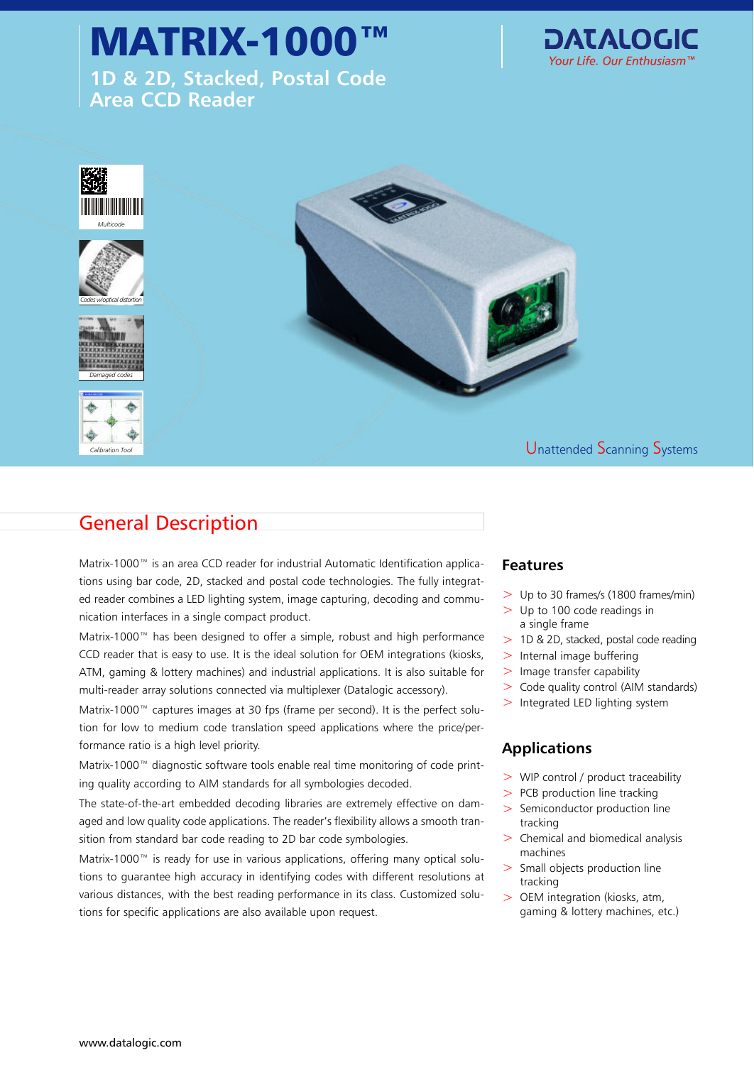# MATRIX-1000™

## 1D & 2D, Stacked, Postal Code Area CCD Reader

DATALOGIC
*Your Life. Our Enthusiasm™*

*Multicode*

*Codes w/optical distortion*

*Damaged codes*

*Calibration Tool*

Unattended Scanning Systems

## General Description

Matrix-1000™ is an area CCD reader for industrial Automatic Identification applications using bar code, 2D, stacked and postal code technologies. The fully integrated reader combines a LED lighting system, image capturing, decoding and communication interfaces in a single compact product.

Matrix-1000™ has been designed to offer a simple, robust and high performance CCD reader that is easy to use. It is the ideal solution for OEM integrations (kiosks, ATM, gaming & lottery machines) and industrial applications. It is also suitable for multi-reader array solutions connected via multiplexer (Datalogic accessory).

Matrix-1000™ captures images at 30 fps (frame per second). It is the perfect solution for low to medium code translation speed applications where the price/performance ratio is a high level priority.

Matrix-1000™ diagnostic software tools enable real time monitoring of code printing quality according to AIM standards for all symbologies decoded.

The state-of-the-art embedded decoding libraries are extremely effective on damaged and low quality code applications. The reader's flexibility allows a smooth transition from standard bar code reading to 2D bar code symbologies.

Matrix-1000™ is ready for use in various applications, offering many optical solutions to guarantee high accuracy in identifying codes with different resolutions at various distances, with the best reading performance in its class. Customized solutions for specific applications are also available upon request.

### Features

- Up to 30 frames/s (1800 frames/min)
- Up to 100 code readings in a single frame
- 1D & 2D, stacked, postal code reading
- Internal image buffering
- Image transfer capability
- Code quality control (AIM standards)
- Integrated LED lighting system

### Applications

- WIP control / product traceability
- PCB production line tracking
- Semiconductor production line tracking
- Chemical and biomedical analysis machines
- Small objects production line tracking
- OEM integration (kiosks, atm, gaming & lottery machines, etc.)

www.datalogic.com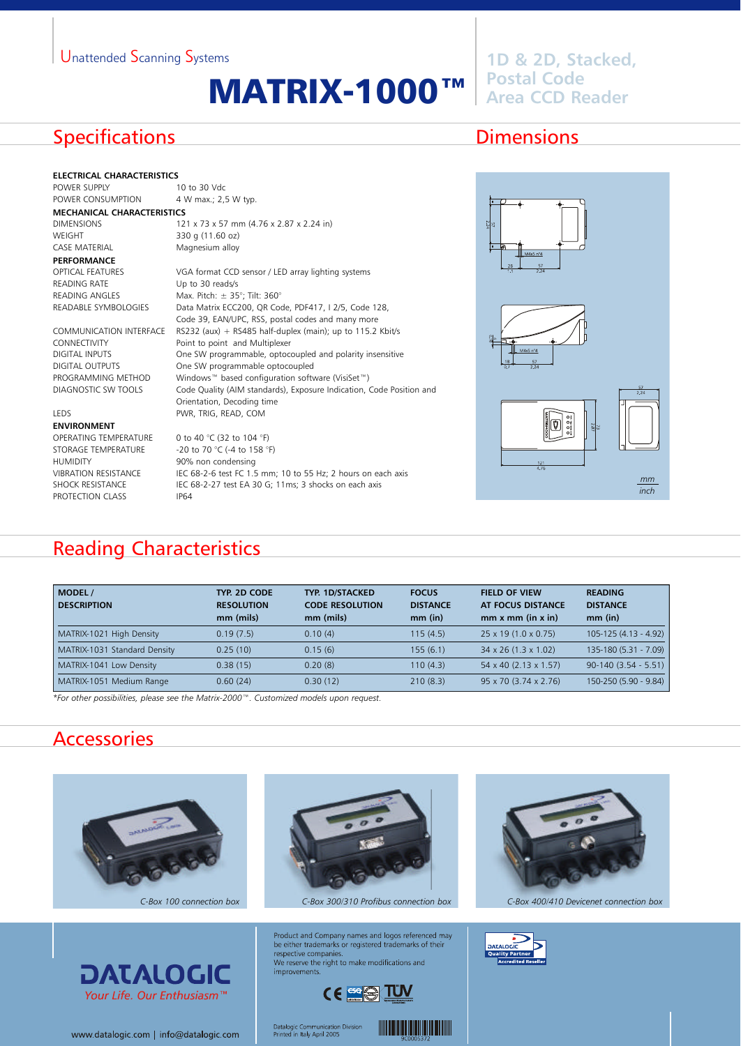Unattended Scanning Systems

# MATRIX-1000™

1D & 2D, Stacked, Postal Code Area CCD Reader

## Specifications

**ELECTRICAL CHARACTERISTICS**

| | |
|---|---|
| POWER SUPPLY | 10 to 30 Vdc |
| POWER CONSUMPTION | 4 W max.; 2,5 W typ. |

**MECHANICAL CHARACTERISTICS**

| | |
|---|---|
| DIMENSIONS | 121 x 73 x 57 mm (4.76 x 2.87 x 2.24 in) |
| WEIGHT | 330 g (11.60 oz) |
| CASE MATERIAL | Magnesium alloy |

**PERFORMANCE**

| | |
|---|---|
| OPTICAL FEATURES | VGA format CCD sensor / LED array lighting systems |
| READING RATE | Up to 30 reads/s |
| READING ANGLES | Max. Pitch: ± 35°; Tilt: 360° |
| READABLE SYMBOLOGIES | Data Matrix ECC200, QR Code, PDF417, I 2/5, Code 128, Code 39, EAN/UPC, RSS, postal codes and many more |
| COMMUNICATION INTERFACE | RS232 (aux) + RS485 half-duplex (main); up to 115.2 Kbit/s |
| CONNECTIVITY | Point to point and Multiplexer |
| DIGITAL INPUTS | One SW programmable, optocoupled and polarity insensitive |
| DIGITAL OUTPUTS | One SW programmable optocoupled |
| PROGRAMMING METHOD | Windows™ based configuration software (VisiSet™) |
| DIAGNOSTIC SW TOOLS | Code Quality (AIM standards), Exposure Indication, Code Position and Orientation, Decoding time |
| LEDS | PWR, TRIG, READ, COM |

**ENVIRONMENT**

| | |
|---|---|
| OPERATING TEMPERATURE | 0 to 40 °C (32 to 104 °F) |
| STORAGE TEMPERATURE | -20 to 70 °C (-4 to 158 °F) |
| HUMIDITY | 90% non condensing |
| VIBRATION RESISTANCE | IEC 68-2-6 test FC 1.5 mm; 10 to 55 Hz; 2 hours on each axis |
| SHOCK RESISTANCE | IEC 68-2-27 test EA 30 G; 11ms; 3 shocks on each axis |
| PROTECTION CLASS | IP64 |

## Dimensions

M4x5 n°4

28
1,1

57
2,24

M4x5 n°4

19
0,7

57
2,24

73
2,87

121
4,76

57
2,24

mm
inch

## Reading Characteristics

| MODEL / DESCRIPTION | TYP. 2D CODE RESOLUTION mm (mils) | TYP. 1D/STACKED CODE RESOLUTION mm (mils) | FOCUS DISTANCE mm (in) | FIELD OF VIEW AT FOCUS DISTANCE mm x mm (in x in) | READING DISTANCE mm (in) |
|---|---|---|---|---|---|
| MATRIX-1021 High Density | 0.19 (7.5) | 0.10 (4) | 115 (4.5) | 25 x 19 (1.0 x 0.75) | 105-125 (4.13 - 4.92) |
| MATRIX-1031 Standard Density | 0.25 (10) | 0.15 (6) | 155 (6.1) | 34 x 26 (1.3 x 1.02) | 135-180 (5.31 - 7.09) |
| MATRIX-1041 Low Density | 0.38 (15) | 0.20 (8) | 110 (4.3) | 54 x 40 (2.13 x 1.57) | 90-140 (3.54 - 5.51) |
| MATRIX-1051 Medium Range | 0.60 (24) | 0.30 (12) | 210 (8.3) | 95 x 70 (3.74 x 2.76) | 150-250 (5.90 - 9.84) |

*\*For other possibilities, please see the Matrix-2000™. Customized models upon request.*

## Accessories

*C-Box 100 connection box*

*C-Box 300/310 Profibus connection box*

*C-Box 400/410 Devicenet connection box*

DATALOGIC
*Your Life. Our Enthusiasm™*

Product and Company names and logos referenced may be either trademarks or registered trademarks of their respective companies.
We reserve the right to make modifications and improvements.

DATALOGIC Quality Partner Accredited Reseller

www.datalogic.com | info@datalogic.com

Datalogic Communication Division
Printed in Italy April 2005

9C0005372